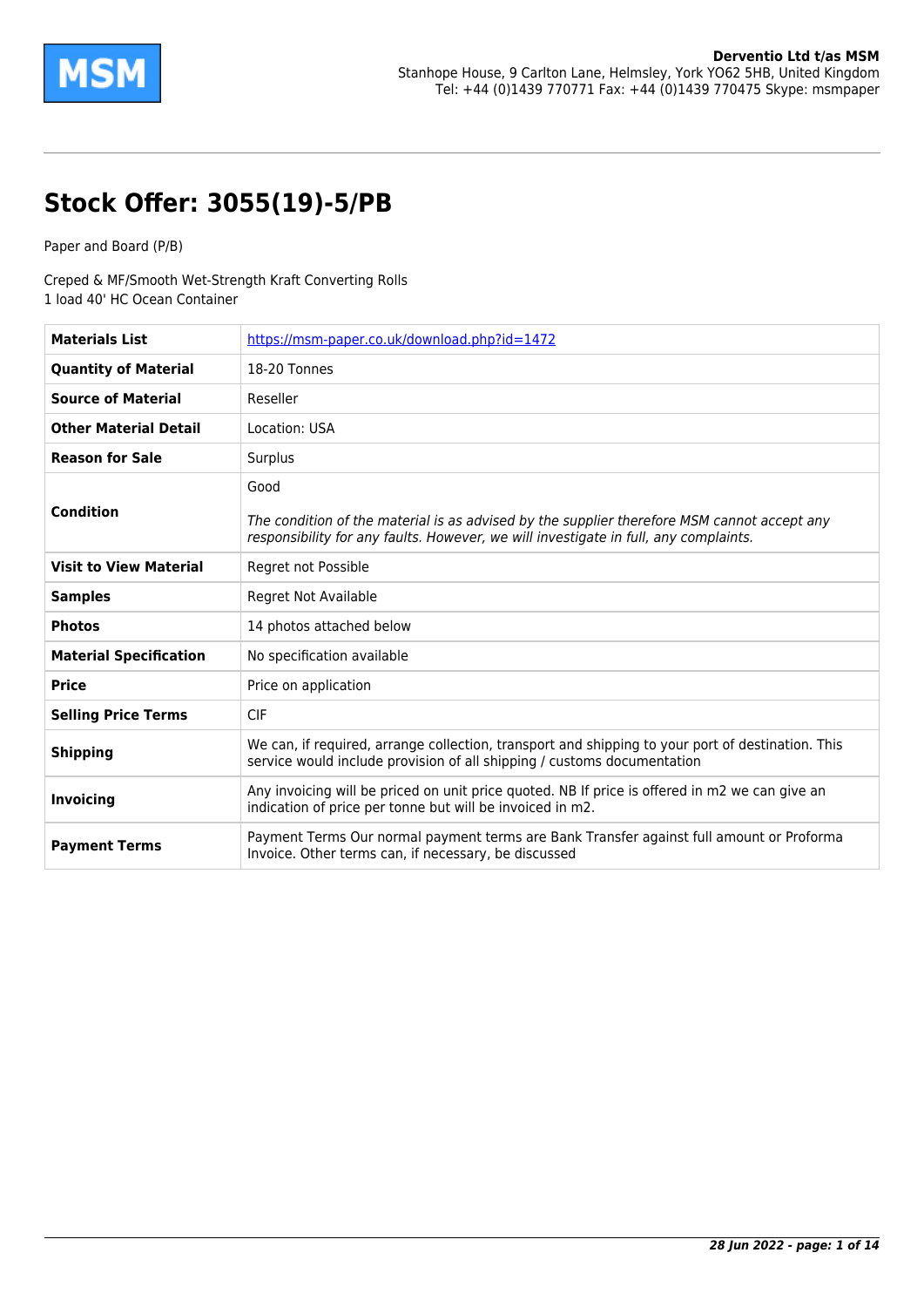**Derventio Ltd t/as MSM**
Stanhope House, 9 Carlton Lane, Helmsley, York YO62 5HB, United Kingdom
Tel: +44 (0)1439 770771 Fax: +44 (0)1439 770475 Skype: msmpaper

# Stock Offer: 3055(19)-5/PB

Paper and Board (P/B)

Creped & MF/Smooth Wet-Strength Kraft Converting Rolls
1 load 40' HC Ocean Container

| | |
|---|---|
| **Materials List** | https://msm-paper.co.uk/download.php?id=1472 |
| **Quantity of Material** | 18-20 Tonnes |
| **Source of Material** | Reseller |
| **Other Material Detail** | Location: USA |
| **Reason for Sale** | Surplus |
| **Condition** | Good<br><br>*The condition of the material is as advised by the supplier therefore MSM cannot accept any responsibility for any faults. However, we will investigate in full, any complaints.* |
| **Visit to View Material** | Regret not Possible |
| **Samples** | Regret Not Available |
| **Photos** | 14 photos attached below |
| **Material Specification** | No specification available |
| **Price** | Price on application |
| **Selling Price Terms** | CIF |
| **Shipping** | We can, if required, arrange collection, transport and shipping to your port of destination. This service would include provision of all shipping / customs documentation |
| **Invoicing** | Any invoicing will be priced on unit price quoted. NB If price is offered in m2 we can give an indication of price per tonne but will be invoiced in m2. |
| **Payment Terms** | Payment Terms Our normal payment terms are Bank Transfer against full amount or Proforma Invoice. Other terms can, if necessary, be discussed |

*28 Jun 2022*